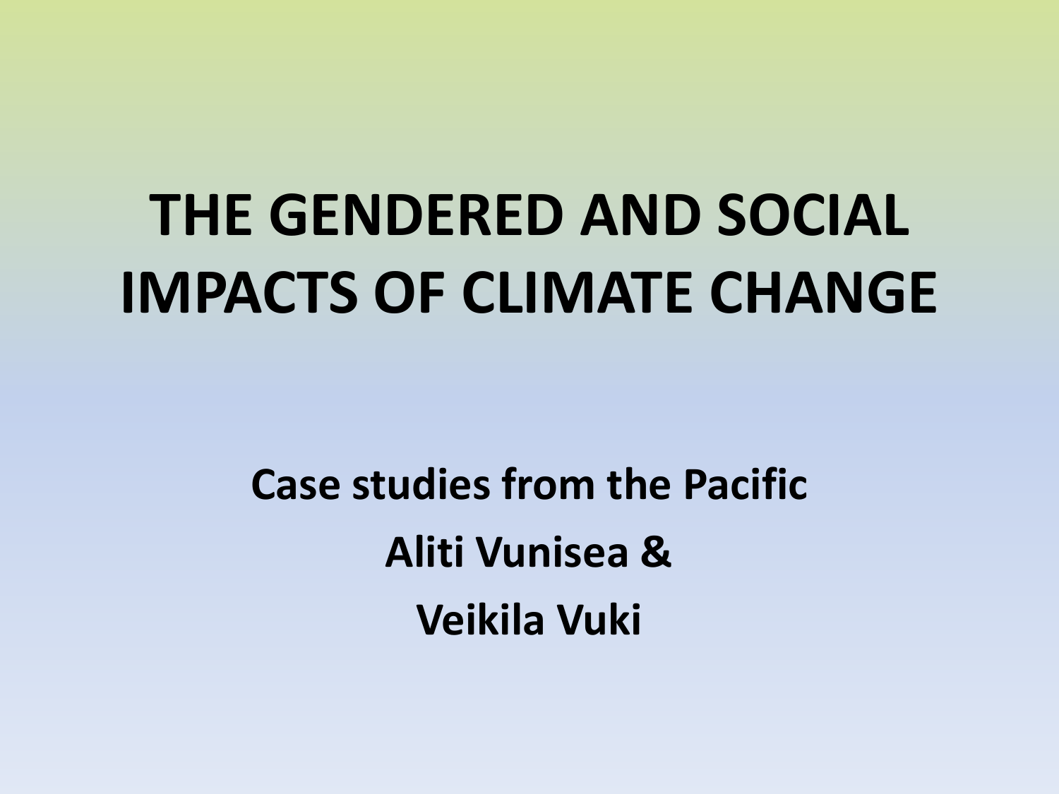# THE GENDERED AND SOCIAL IMPACTS OF CLIMATE CHANGE

**Case studies from the Pacific**

**Aliti Vunisea &**

**Veikila Vuki**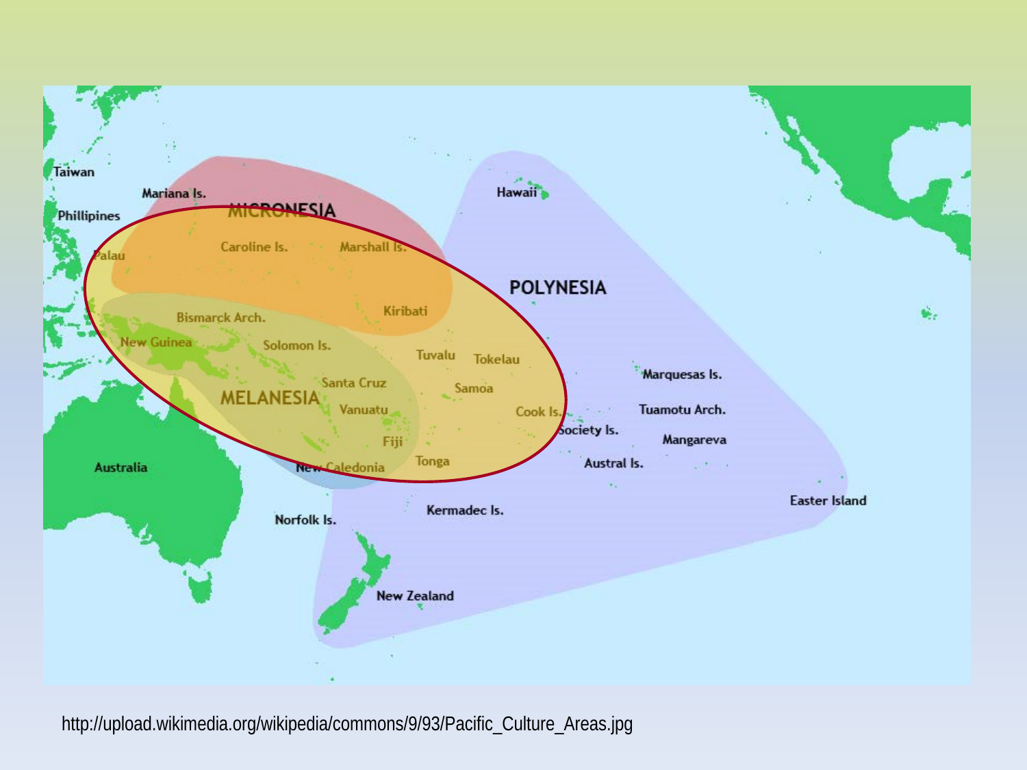http://upload.wikimedia.org/wikipedia/commons/9/93/Pacific_Culture_Areas.jpg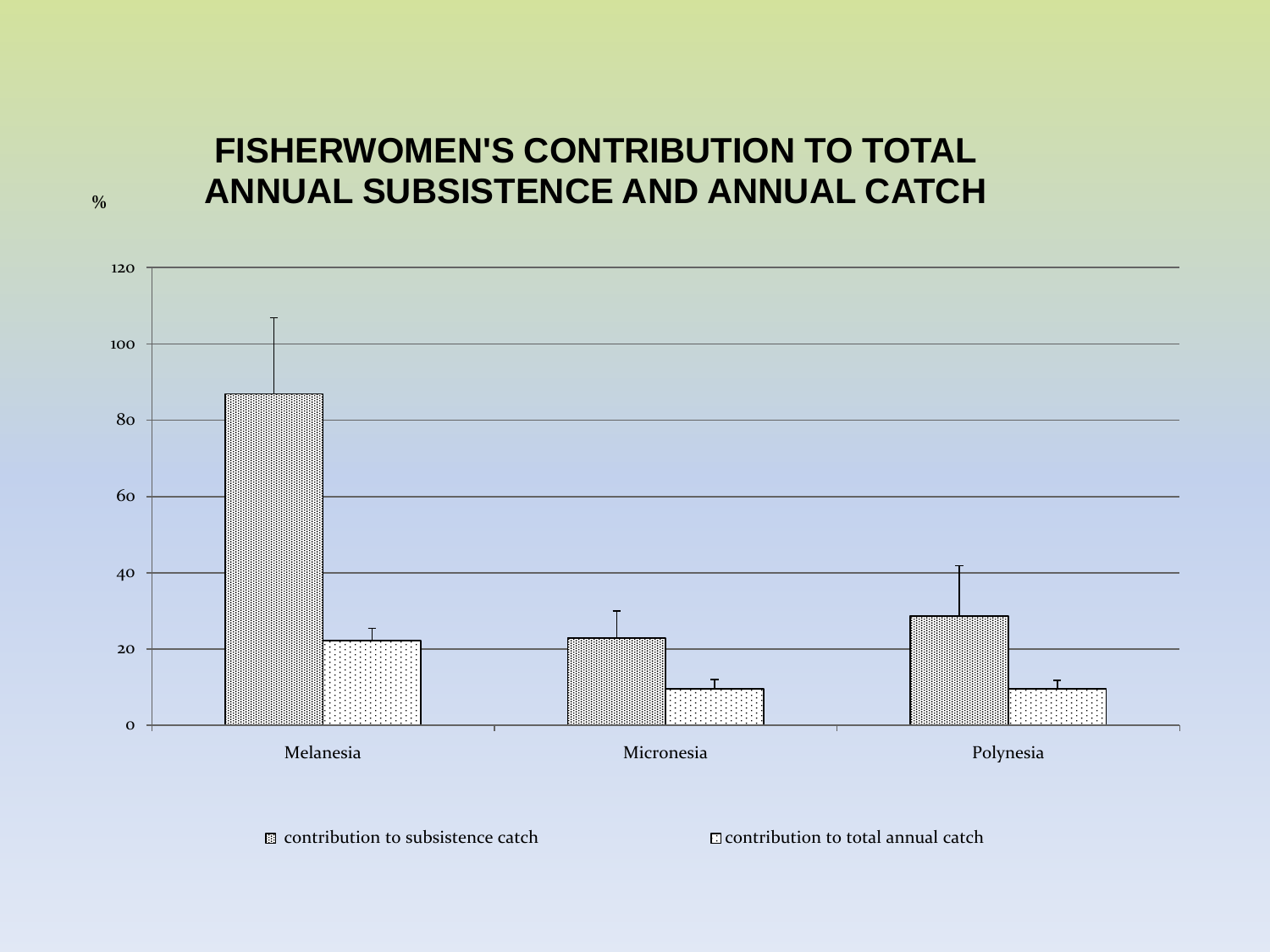# FISHERWOMEN'S CONTRIBUTION TO TOTAL ANNUAL SUBSISTENCE AND ANNUAL CATCH

%

120

100

80

60

40

20

0

Melanesia

Micronesia

Polynesia

contribution to subsistence catch

contribution to total annual catch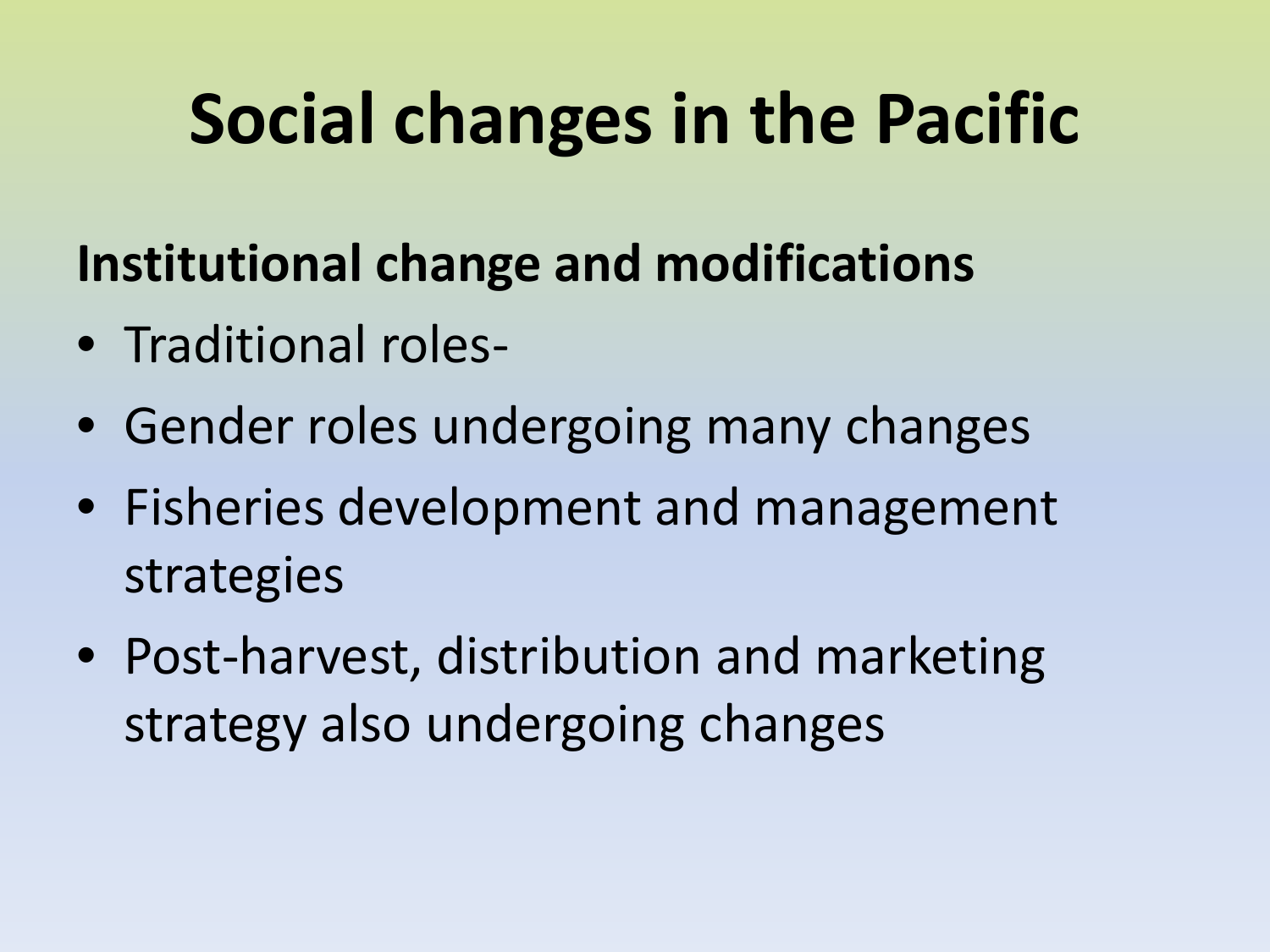# Social changes in the Pacific

**Institutional change and modifications**

- Traditional roles-
- Gender roles undergoing many changes
- Fisheries development and management strategies
- Post-harvest, distribution and marketing strategy also undergoing changes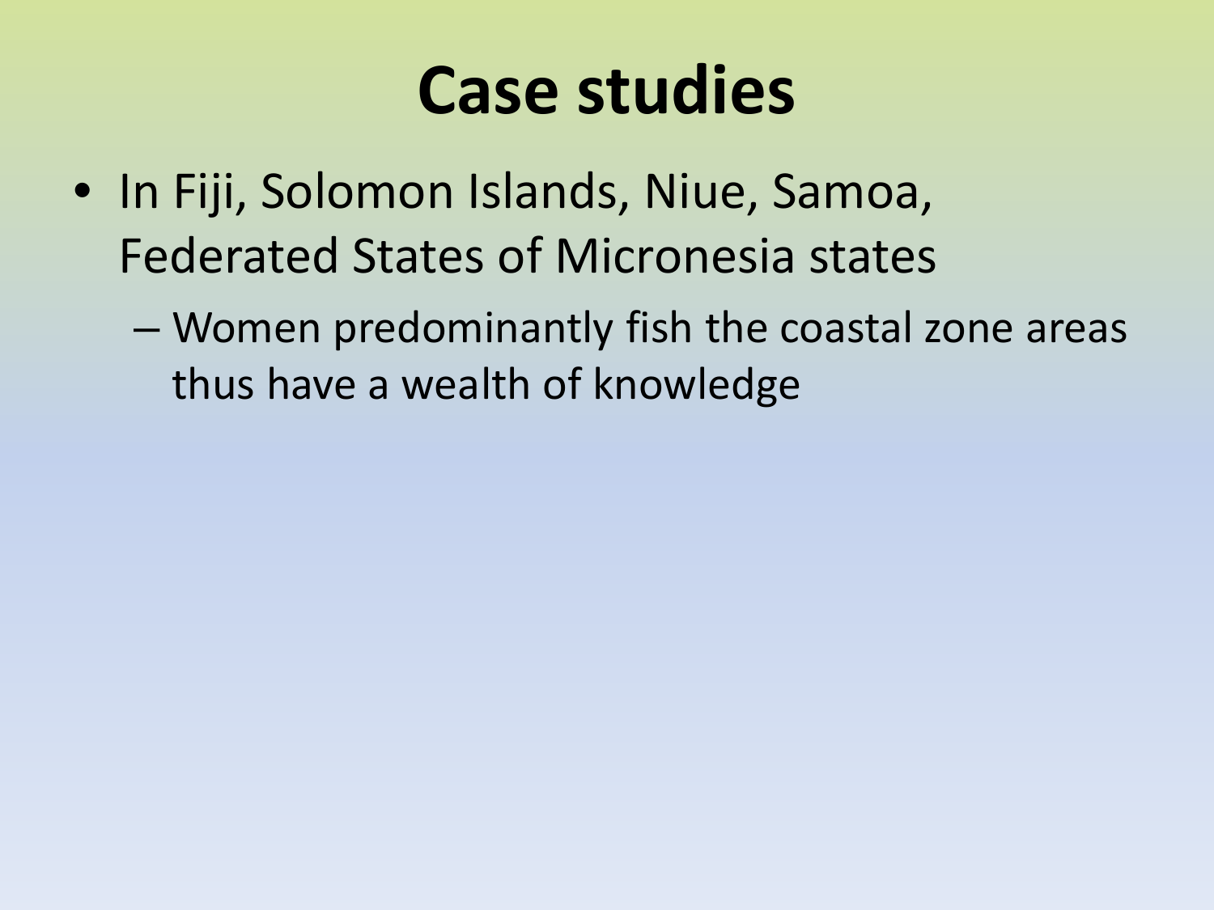# Case studies

- In Fiji, Solomon Islands, Niue, Samoa, Federated States of Micronesia states
  - Women predominantly fish the coastal zone areas thus have a wealth of knowledge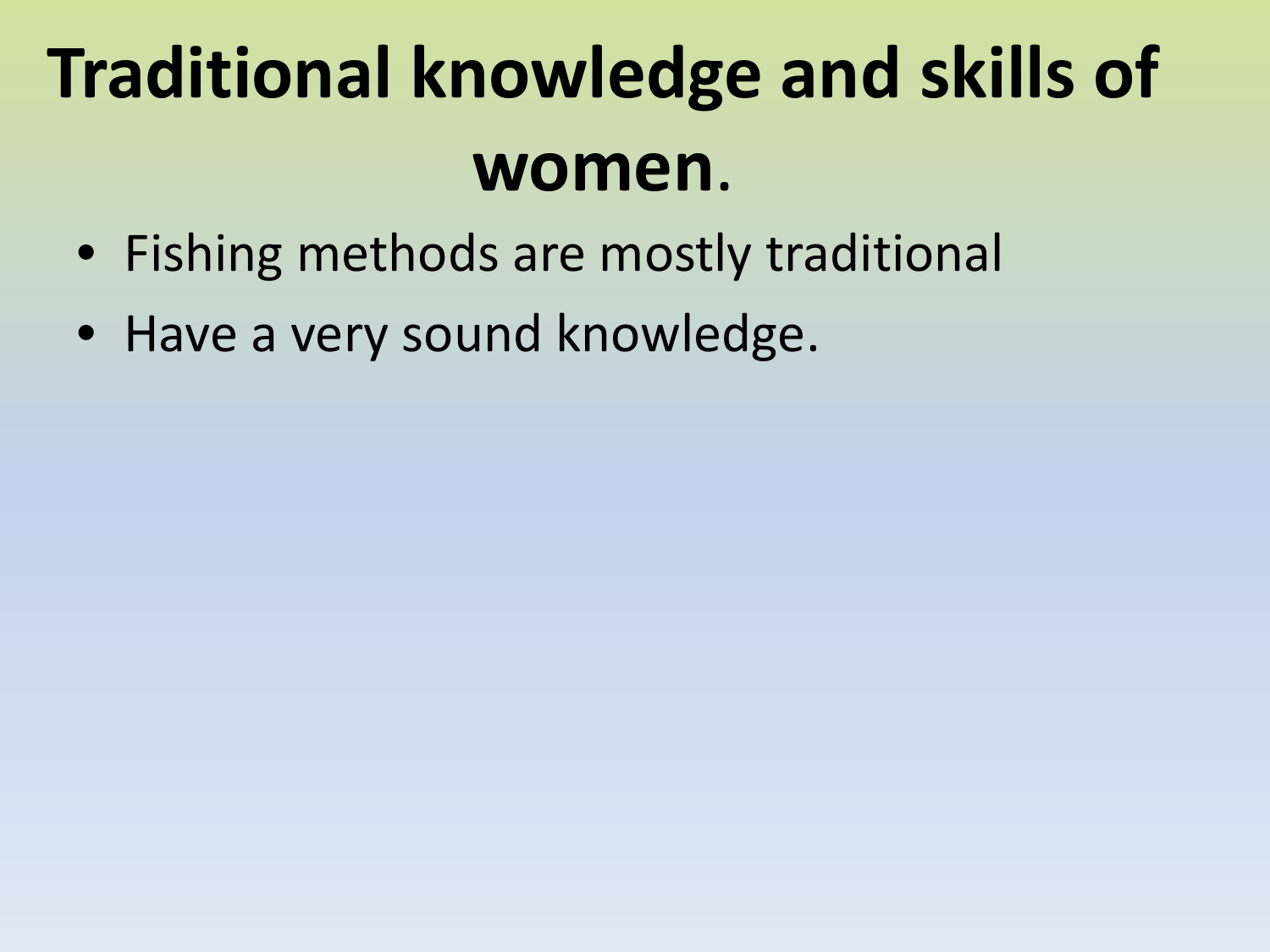# Traditional knowledge and skills of women.

- Fishing methods are mostly traditional
- Have a very sound knowledge.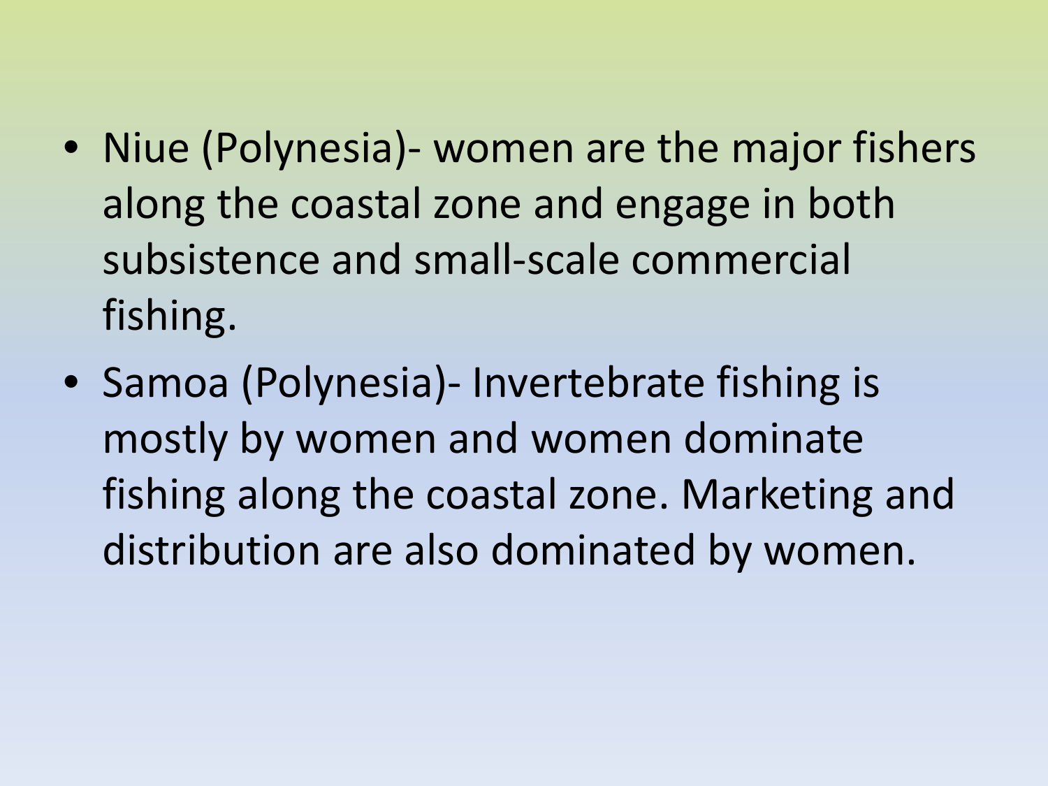- Niue (Polynesia)- women are the major fishers along the coastal zone and engage in both subsistence and small-scale commercial fishing.
- Samoa (Polynesia)- Invertebrate fishing is mostly by women and women dominate fishing along the coastal zone. Marketing and distribution are also dominated by women.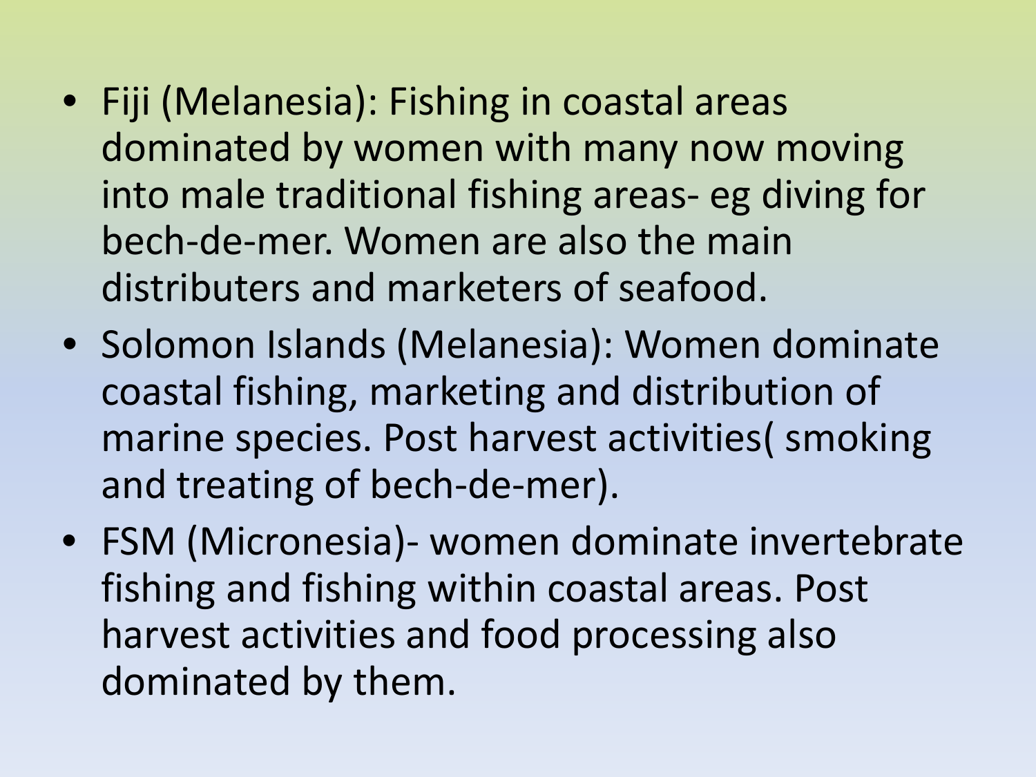- Fiji (Melanesia): Fishing in coastal areas dominated by women with many now moving into male traditional fishing areas- eg diving for bech-de-mer. Women are also the main distributers and marketers of seafood.
- Solomon Islands (Melanesia): Women dominate coastal fishing, marketing and distribution of marine species. Post harvest activities( smoking and treating of bech-de-mer).
- FSM (Micronesia)- women dominate invertebrate fishing and fishing within coastal areas. Post harvest activities and food processing also dominated by them.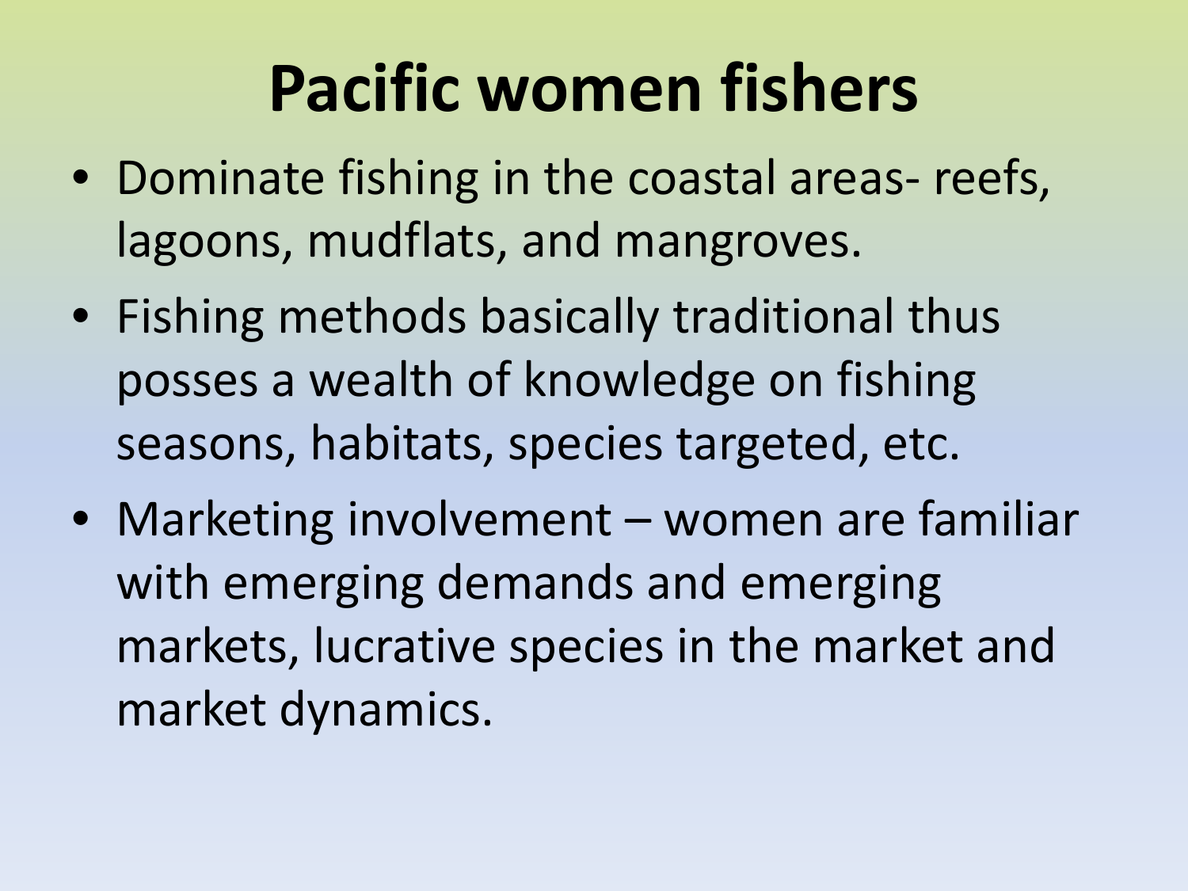# Pacific women fishers

- Dominate fishing in the coastal areas- reefs, lagoons, mudflats, and mangroves.
- Fishing methods basically traditional thus posses a wealth of knowledge on fishing seasons, habitats, species targeted, etc.
- Marketing involvement – women are familiar with emerging demands and emerging markets, lucrative species in the market and market dynamics.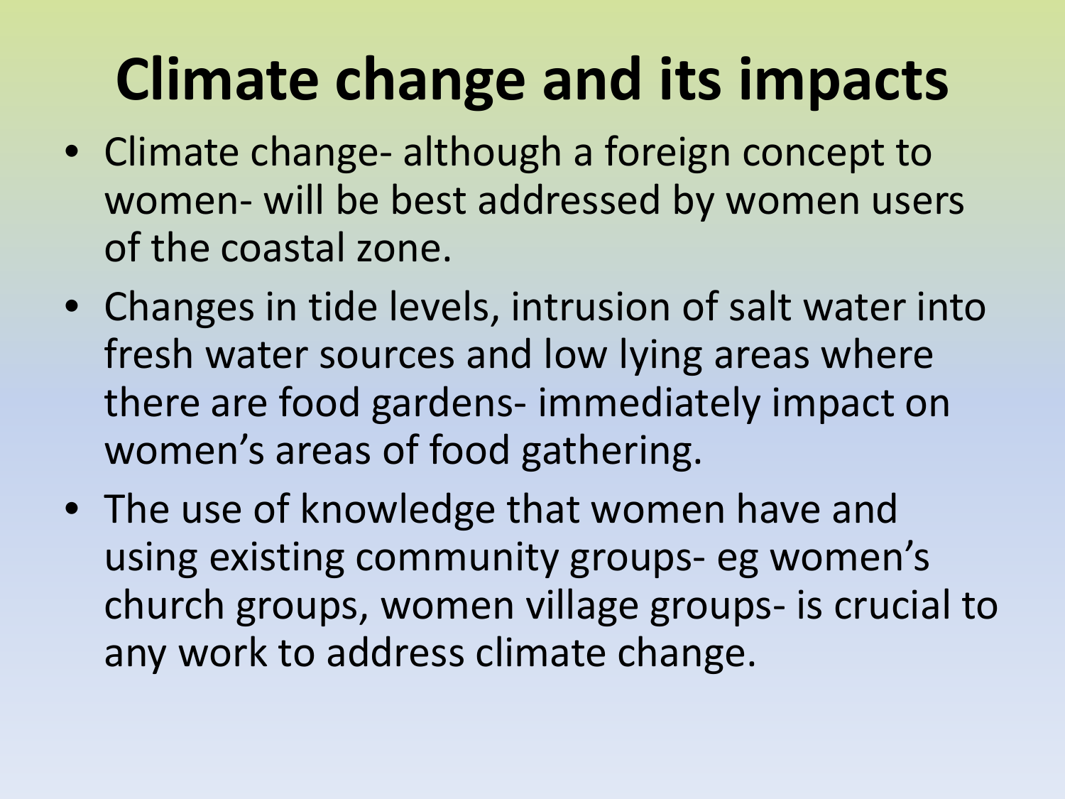# Climate change and its impacts

- Climate change- although a foreign concept to women- will be best addressed by women users of the coastal zone.
- Changes in tide levels, intrusion of salt water into fresh water sources and low lying areas where there are food gardens- immediately impact on women's areas of food gathering.
- The use of knowledge that women have and using existing community groups- eg women's church groups, women village groups- is crucial to any work to address climate change.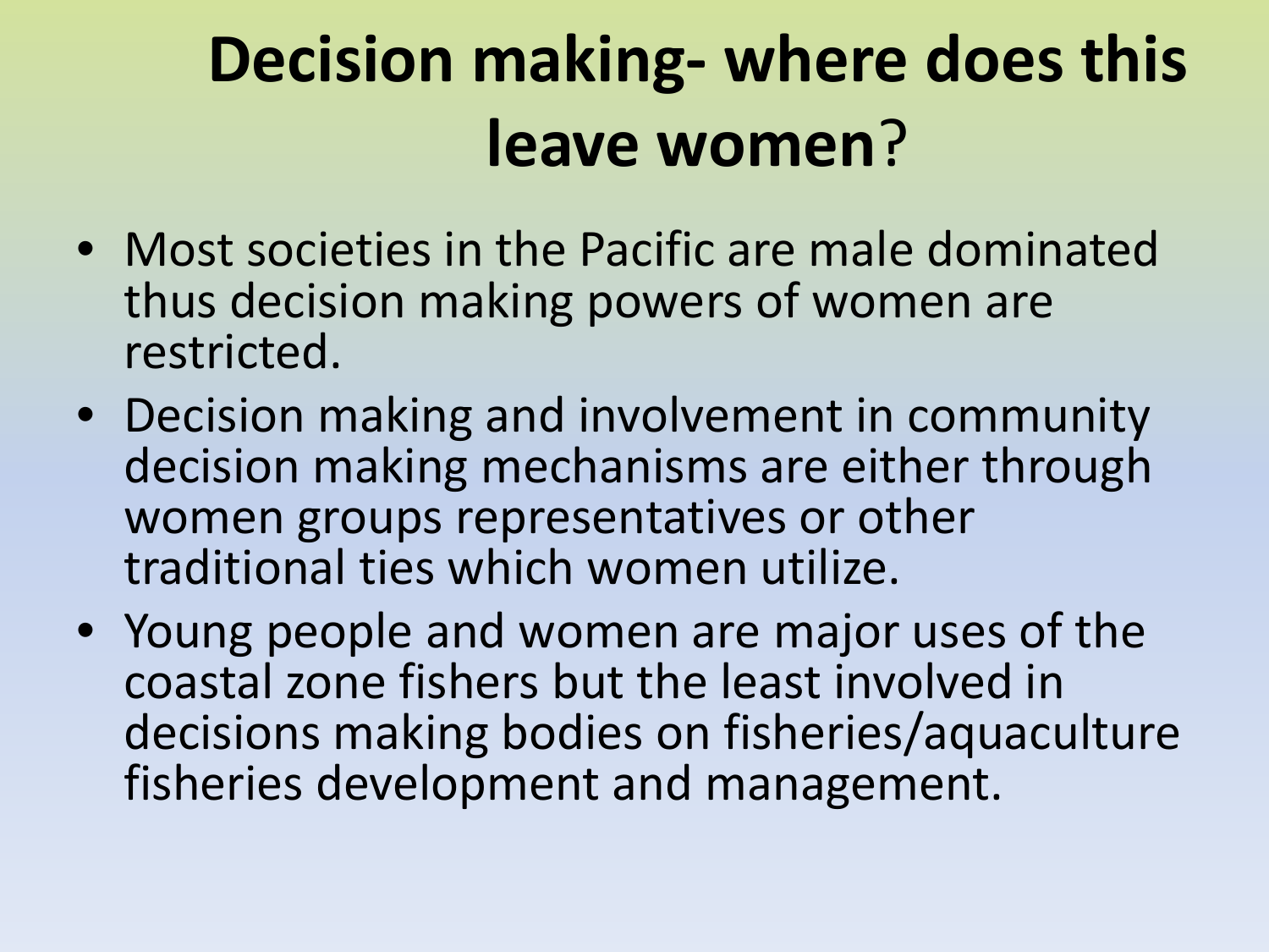# **Decision making- where does this leave women**?

- Most societies in the Pacific are male dominated thus decision making powers of women are restricted.
- Decision making and involvement in community decision making mechanisms are either through women groups representatives or other traditional ties which women utilize.
- Young people and women are major uses of the coastal zone fishers but the least involved in decisions making bodies on fisheries/aquaculture fisheries development and management.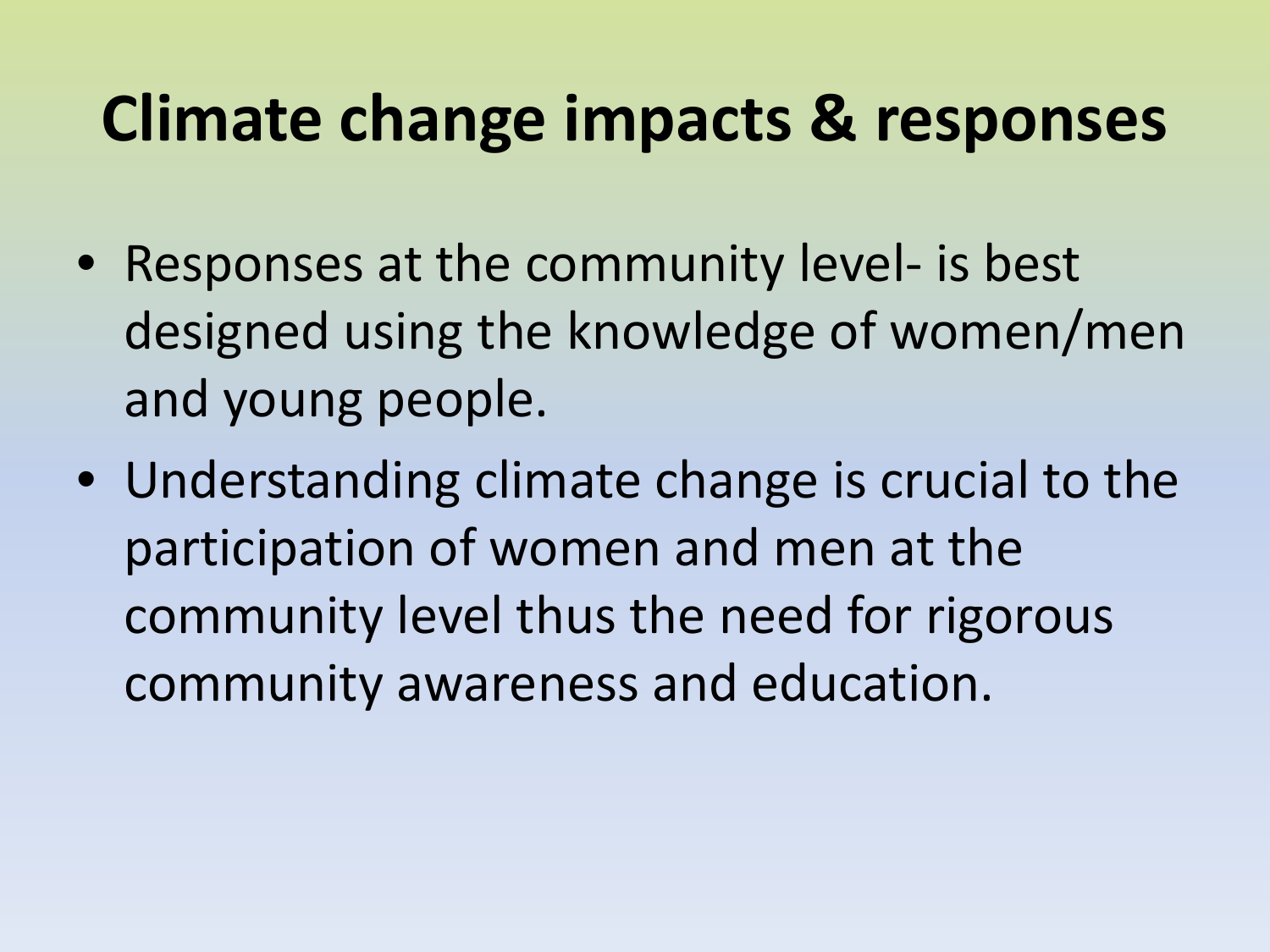# Climate change impacts & responses

- Responses at the community level- is best designed using the knowledge of women/men and young people.
- Understanding climate change is crucial to the participation of women and men at the community level thus the need for rigorous community awareness and education.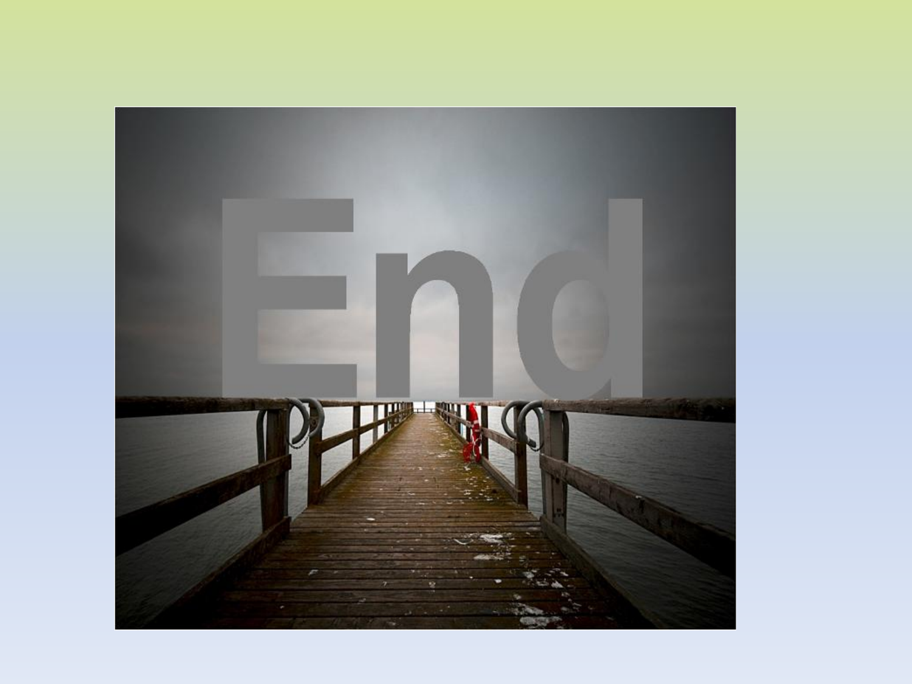End